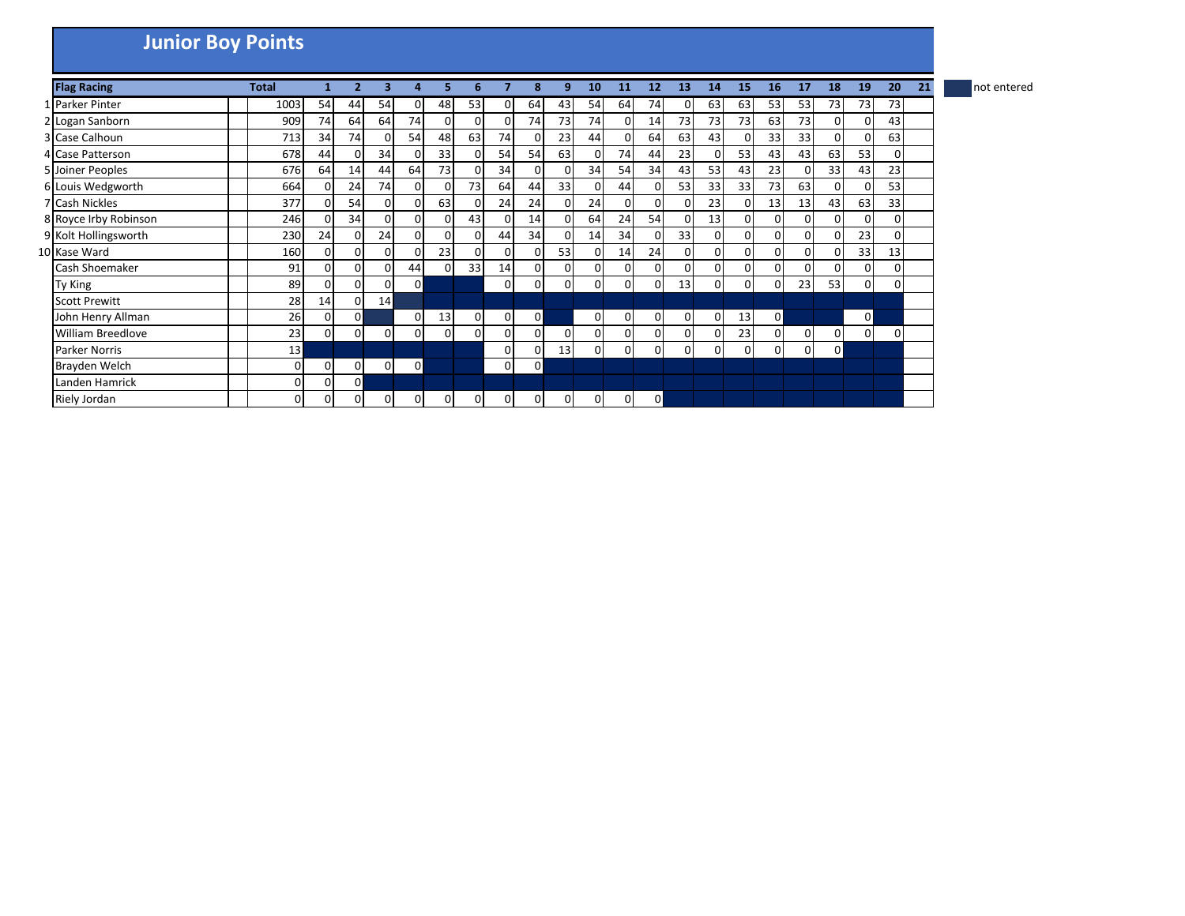# Junior Boy Points

| | Flag Racing | | Total | 1 | 2 | 3 | 4 | 5 | 6 | 7 | 8 | 9 | 10 | 11 | 12 | 13 | 14 | 15 | 16 | 17 | 18 | 19 | 20 | 21 |
|---|---|---|---|---|---|---|---|---|---|---|---|---|---|---|---|---|---|---|---|---|---|---|---|---|
| 1 | Parker Pinter | | 1003 | 54 | 44 | 54 | 0 | 48 | 53 | 0 | 64 | 43 | 54 | 64 | 74 | 0 | 63 | 63 | 53 | 53 | 73 | 73 | 73 | |
| 2 | Logan Sanborn | | 909 | 74 | 64 | 64 | 74 | 0 | 0 | 0 | 74 | 73 | 74 | 0 | 14 | 73 | 73 | 73 | 63 | 73 | 0 | 0 | 43 | |
| 3 | Case Calhoun | | 713 | 34 | 74 | 0 | 54 | 48 | 63 | 74 | 0 | 23 | 44 | 0 | 64 | 63 | 43 | 0 | 33 | 33 | 0 | 0 | 63 | |
| 4 | Case Patterson | | 678 | 44 | 0 | 34 | 0 | 33 | 0 | 54 | 54 | 63 | 0 | 74 | 44 | 23 | 0 | 53 | 43 | 43 | 63 | 53 | 0 | |
| 5 | Joiner Peoples | | 676 | 64 | 14 | 44 | 64 | 73 | 0 | 34 | 0 | 0 | 34 | 54 | 34 | 43 | 53 | 43 | 23 | 0 | 33 | 43 | 23 | |
| 6 | Louis Wedgworth | | 664 | 0 | 24 | 74 | 0 | 0 | 73 | 64 | 44 | 33 | 0 | 44 | 0 | 53 | 33 | 33 | 73 | 63 | 0 | 0 | 53 | |
| 7 | Cash Nickles | | 377 | 0 | 54 | 0 | 0 | 63 | 0 | 24 | 24 | 0 | 24 | 0 | 0 | 0 | 23 | 0 | 13 | 13 | 43 | 63 | 33 | |
| 8 | Royce Irby Robinson | | 246 | 0 | 34 | 0 | 0 | 0 | 43 | 0 | 14 | 0 | 64 | 24 | 54 | 0 | 13 | 0 | 0 | 0 | 0 | 0 | 0 | |
| 9 | Kolt Hollingsworth | | 230 | 24 | 0 | 24 | 0 | 0 | 0 | 44 | 34 | 0 | 14 | 34 | 0 | 33 | 0 | 0 | 0 | 0 | 0 | 23 | 0 | |
| 10 | Kase Ward | | 160 | 0 | 0 | 0 | 0 | 23 | 0 | 0 | 0 | 53 | 0 | 14 | 24 | 0 | 0 | 0 | 0 | 0 | 0 | 33 | 13 | |
| | Cash Shoemaker | | 91 | 0 | 0 | 0 | 44 | 0 | 33 | 14 | 0 | 0 | 0 | 0 | 0 | 0 | 0 | 0 | 0 | 0 | 0 | 0 | 0 | |
| | Ty King | | 89 | 0 | 0 | 0 | 0 | | | 0 | 0 | 0 | 0 | 0 | 0 | 13 | 0 | 0 | 0 | 23 | 53 | 0 | 0 | |
| | Scott Prewitt | | 28 | 14 | 0 | 14 | | | | | | | | | | | | | | | | | | |
| | John Henry Allman | | 26 | 0 | 0 | | 0 | 13 | 0 | 0 | 0 | | 0 | 0 | 0 | 0 | 0 | 13 | 0 | | | 0 | | |
| | William Breedlove | | 23 | 0 | 0 | 0 | 0 | 0 | 0 | 0 | 0 | 0 | 0 | 0 | 0 | 0 | 0 | 23 | 0 | 0 | 0 | 0 | 0 | |
| | Parker Norris | | 13 | | | | | | | 0 | 0 | 13 | 0 | 0 | 0 | 0 | 0 | 0 | 0 | 0 | 0 | | | |
| | Brayden Welch | | 0 | 0 | 0 | 0 | 0 | | | 0 | 0 | | | | | | | | | | | | | |
| | Landen Hamrick | | 0 | 0 | 0 | | | | | | | | | | | | | | | | | | | |
| | Riely Jordan | | 0 | 0 | 0 | 0 | 0 | 0 | 0 | 0 | 0 | 0 | 0 | 0 | 0 | | | | | | | | | |

(Shaded cells: not entered)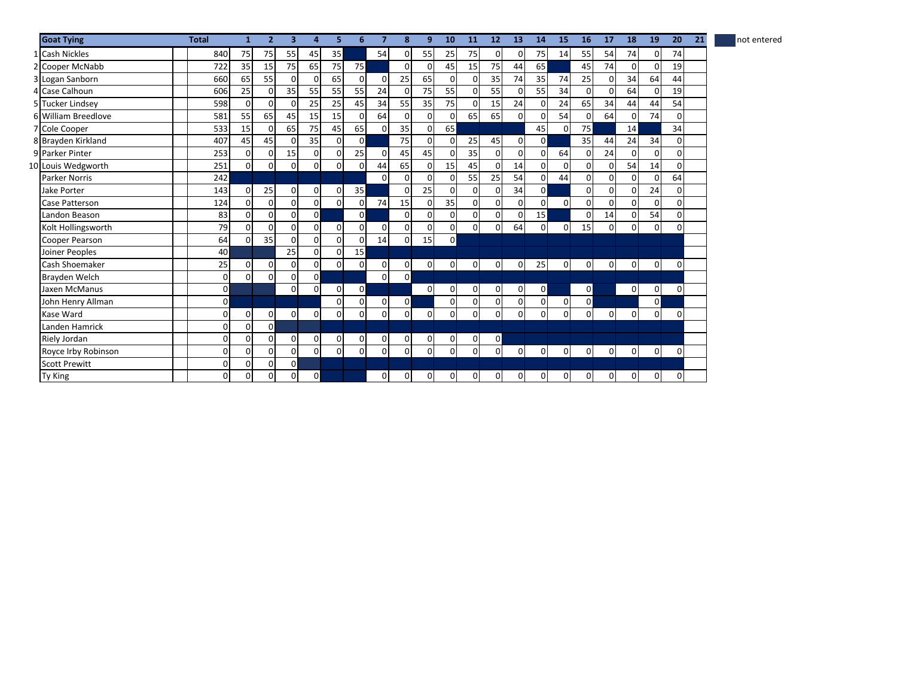| | Goat Tying | | Total | 1 | 2 | 3 | 4 | 5 | 6 | 7 | 8 | 9 | 10 | 11 | 12 | 13 | 14 | 15 | 16 | 17 | 18 | 19 | 20 | 21 |
|---|---|---|---|---|---|---|---|---|---|---|---|---|---|---|---|---|---|---|---|---|---|---|---|---|
| 1 | Cash Nickles | | 840 | 75 | 75 | 55 | 45 | 35 | | 54 | 0 | 55 | 25 | 75 | 0 | 0 | 75 | 14 | 55 | 54 | 74 | 0 | 74 | |
| 2 | Cooper McNabb | | 722 | 35 | 15 | 75 | 65 | 75 | 75 | | 0 | 0 | 45 | 15 | 75 | 44 | 65 | | 45 | 74 | 0 | 0 | 19 | |
| 3 | Logan Sanborn | | 660 | 65 | 55 | 0 | 0 | 65 | 0 | 0 | 25 | 65 | 0 | 0 | 35 | 74 | 35 | 74 | 25 | 0 | 34 | 64 | 44 | |
| 4 | Case Calhoun | | 606 | 25 | 0 | 35 | 55 | 55 | 55 | 24 | 0 | 75 | 55 | 0 | 55 | 0 | 55 | 34 | 0 | 0 | 64 | 0 | 19 | |
| 5 | Tucker Lindsey | | 598 | 0 | 0 | 0 | 25 | 25 | 45 | 34 | 55 | 35 | 75 | 0 | 15 | 24 | 0 | 24 | 65 | 34 | 44 | 44 | 54 | |
| 6 | William Breedlove | | 581 | 55 | 65 | 45 | 15 | 15 | 0 | 64 | 0 | 0 | 0 | 65 | 65 | 0 | 0 | 54 | 0 | 64 | 0 | 74 | 0 | |
| 7 | Cole Cooper | | 533 | 15 | 0 | 65 | 75 | 45 | 65 | 0 | 35 | 0 | 65 | | | | 45 | 0 | 75 | | 14 | | 34 | |
| 8 | Brayden Kirkland | | 407 | 45 | 45 | 0 | 35 | 0 | 0 | | 75 | 0 | 0 | 25 | 45 | 0 | 0 | | 35 | 44 | 24 | 34 | 0 | |
| 9 | Parker Pinter | | 253 | 0 | 0 | 15 | 0 | 0 | 25 | 0 | 45 | 45 | 0 | 35 | 0 | 0 | 0 | 64 | 0 | 24 | 0 | 0 | 0 | |
| 10 | Louis Wedgworth | | 251 | 0 | 0 | 0 | 0 | 0 | 0 | 44 | 65 | 0 | 15 | 45 | 0 | 14 | 0 | 0 | 0 | 0 | 54 | 14 | 0 | |
| | Parker Norris | | 242 | | | | | | | 0 | 0 | 0 | 0 | 55 | 25 | 54 | 0 | 44 | 0 | 0 | 0 | 0 | 64 | |
| | Jake Porter | | 143 | 0 | 25 | 0 | 0 | 0 | 35 | | 0 | 25 | 0 | 0 | 0 | 34 | 0 | | 0 | 0 | 0 | 24 | 0 | |
| | Case Patterson | | 124 | 0 | 0 | 0 | 0 | 0 | 0 | 74 | 15 | 0 | 35 | 0 | 0 | 0 | 0 | 0 | 0 | 0 | 0 | 0 | 0 | |
| | Landon Beason | | 83 | 0 | 0 | 0 | 0 | | 0 | | 0 | 0 | 0 | 0 | 0 | 0 | 15 | | 0 | 14 | 0 | 54 | 0 | |
| | Kolt Hollingsworth | | 79 | 0 | 0 | 0 | 0 | 0 | 0 | 0 | 0 | 0 | 0 | 0 | 0 | 64 | 0 | 0 | 15 | 0 | 0 | 0 | 0 | |
| | Cooper Pearson | | 64 | 0 | 35 | 0 | 0 | 0 | 0 | 14 | 0 | 15 | 0 | | | | | | | | | | | |
| | Joiner Peoples | | 40 | | | 25 | 0 | 0 | 15 | | | | | | | | | | | | | | | |
| | Cash Shoemaker | | 25 | 0 | 0 | 0 | 0 | 0 | 0 | 0 | 0 | 0 | 0 | 0 | 0 | 0 | 25 | 0 | 0 | 0 | 0 | 0 | 0 | |
| | Brayden Welch | | 0 | 0 | 0 | 0 | 0 | | | 0 | 0 | | | | | | | | | | | | | |
| | Jaxen McManus | | 0 | | | 0 | 0 | 0 | 0 | | | 0 | 0 | 0 | 0 | 0 | 0 | | 0 | | 0 | 0 | 0 | |
| | John Henry Allman | | 0 | | | | | 0 | 0 | 0 | 0 | | 0 | 0 | 0 | 0 | 0 | 0 | 0 | | | 0 | | |
| | Kase Ward | | 0 | 0 | 0 | 0 | 0 | 0 | 0 | 0 | 0 | 0 | 0 | 0 | 0 | 0 | 0 | 0 | 0 | 0 | 0 | 0 | 0 | |
| | Landen Hamrick | | 0 | 0 | 0 | | | | | | | | | | | | | | | | | | | |
| | Riely Jordan | | 0 | 0 | 0 | 0 | 0 | 0 | 0 | 0 | 0 | 0 | 0 | 0 | 0 | | | | | | | | | |
| | Royce Irby Robinson | | 0 | 0 | 0 | 0 | 0 | 0 | 0 | 0 | 0 | 0 | 0 | 0 | 0 | 0 | 0 | 0 | 0 | 0 | 0 | 0 | 0 | |
| | Scott Prewitt | | 0 | 0 | 0 | 0 | | | | | | | | | | | | | | | | | | |
| | Ty King | | 0 | 0 | 0 | 0 | 0 | | | 0 | 0 | 0 | 0 | 0 | 0 | 0 | 0 | 0 | 0 | 0 | 0 | 0 | 0 | |

(Shaded cells) not entered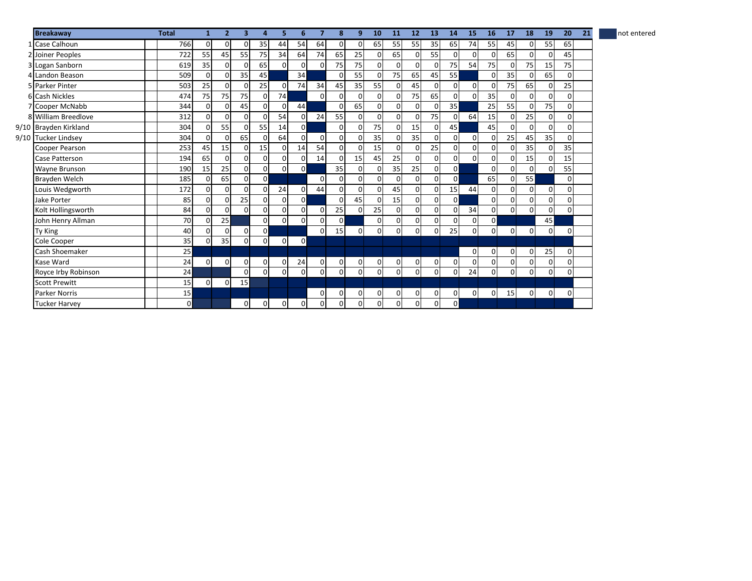| | Breakaway | | Total | 1 | 2 | 3 | 4 | 5 | 6 | 7 | 8 | 9 | 10 | 11 | 12 | 13 | 14 | 15 | 16 | 17 | 18 | 19 | 20 | 21 |
|---|---|---|---|---|---|---|---|---|---|---|---|---|---|---|---|---|---|---|---|---|---|---|---|---|
| 1 | Case Calhoun | | 766 | 0 | 0 | 0 | 35 | 44 | 54 | 64 | 0 | 0 | 65 | 55 | 55 | 35 | 65 | 74 | 55 | 45 | 0 | 55 | 65 | |
| 2 | Joiner Peoples | | 722 | 55 | 45 | 55 | 75 | 34 | 64 | 74 | 65 | 25 | 0 | 65 | 0 | 55 | 0 | 0 | 0 | 65 | 0 | 0 | 45 | |
| 3 | Logan Sanborn | | 619 | 35 | 0 | 0 | 65 | 0 | 0 | 0 | 75 | 75 | 0 | 0 | 0 | 0 | 75 | 54 | 75 | 0 | 75 | 15 | 75 | |
| 4 | Landon Beason | | 509 | 0 | 0 | 35 | 45 | | 34 | | 0 | 55 | 0 | 75 | 65 | 45 | 55 | | 0 | 35 | 0 | 65 | 0 | |
| 5 | Parker Pinter | | 503 | 25 | 0 | 0 | 25 | 0 | 74 | 34 | 45 | 35 | 55 | 0 | 45 | 0 | 0 | 0 | 0 | 75 | 65 | 0 | 25 | |
| 6 | Cash Nickles | | 474 | 75 | 75 | 75 | 0 | 74 | | 0 | 0 | 0 | 0 | 0 | 75 | 65 | 0 | 0 | 35 | 0 | 0 | 0 | 0 | |
| 7 | Cooper McNabb | | 344 | 0 | 0 | 45 | 0 | 0 | 44 | | 0 | 65 | 0 | 0 | 0 | 0 | 35 | | 25 | 55 | 0 | 75 | 0 | |
| 8 | William Breedlove | | 312 | 0 | 0 | 0 | 0 | 54 | 0 | 24 | 55 | 0 | 0 | 0 | 0 | 75 | 0 | 64 | 15 | 0 | 25 | 0 | 0 | |
| 9/10 | Brayden Kirkland | | 304 | 0 | 55 | 0 | 55 | 14 | 0 | | 0 | 0 | 75 | 0 | 15 | 0 | 45 | | 45 | 0 | 0 | 0 | 0 | |
| 9/10 | Tucker Lindsey | | 304 | 0 | 0 | 65 | 0 | 64 | 0 | 0 | 0 | 0 | 35 | 0 | 35 | 0 | 0 | 0 | 0 | 25 | 45 | 35 | 0 | |
| | Cooper Pearson | | 253 | 45 | 15 | 0 | 15 | 0 | 14 | 54 | 0 | 0 | 15 | 0 | 0 | 25 | 0 | 0 | 0 | 0 | 35 | 0 | 35 | |
| | Case Patterson | | 194 | 65 | 0 | 0 | 0 | 0 | 0 | 14 | 0 | 15 | 45 | 25 | 0 | 0 | 0 | 0 | 0 | 0 | 15 | 0 | 15 | |
| | Wayne Brunson | | 190 | 15 | 25 | 0 | 0 | 0 | 0 | | 35 | 0 | 0 | 35 | 25 | 0 | 0 | | 0 | 0 | 0 | 0 | 55 | |
| | Brayden Welch | | 185 | 0 | 65 | 0 | 0 | | | 0 | 0 | 0 | 0 | 0 | 0 | 0 | 0 | | 65 | 0 | 55 | | 0 | |
| | Louis Wedgworth | | 172 | 0 | 0 | 0 | 0 | 24 | 0 | 44 | 0 | 0 | 0 | 45 | 0 | 0 | 15 | 44 | 0 | 0 | 0 | 0 | 0 | |
| | Jake Porter | | 85 | 0 | 0 | 25 | 0 | 0 | 0 | | 0 | 45 | 0 | 15 | 0 | 0 | 0 | | 0 | 0 | 0 | 0 | 0 | |
| | Kolt Hollingsworth | | 84 | 0 | 0 | 0 | 0 | 0 | 0 | 0 | 25 | 0 | 25 | 0 | 0 | 0 | 0 | 34 | 0 | 0 | 0 | 0 | 0 | |
| | John Henry Allman | | 70 | 0 | 25 | | 0 | 0 | 0 | 0 | 0 | | 0 | 0 | 0 | 0 | 0 | 0 | 0 | | | 45 | | |
| | Ty King | | 40 | 0 | 0 | 0 | 0 | | | 0 | 15 | 0 | 0 | 0 | 0 | 0 | 25 | 0 | 0 | 0 | 0 | 0 | 0 | |
| | Cole Cooper | | 35 | 0 | 35 | 0 | 0 | 0 | 0 | | | | | | | | | | | | | | | |
| | Cash Shoemaker | | 25 | | | | | | | | | | | | | | | 0 | 0 | 0 | 0 | 25 | 0 | |
| | Kase Ward | | 24 | 0 | 0 | 0 | 0 | 0 | 24 | 0 | 0 | 0 | 0 | 0 | 0 | 0 | 0 | 0 | 0 | 0 | 0 | 0 | 0 | |
| | Royce Irby Robinson | | 24 | | | 0 | 0 | 0 | 0 | 0 | 0 | 0 | 0 | 0 | 0 | 0 | 0 | 24 | 0 | 0 | 0 | 0 | 0 | |
| | Scott Prewitt | | 15 | 0 | 0 | 15 | | | | | | | | | | | | | | | | | | |
| | Parker Norris | | 15 | | | | | | | 0 | 0 | 0 | 0 | 0 | 0 | 0 | 0 | 0 | 0 | 15 | 0 | 0 | 0 | |
| | Tucker Harvey | | 0 | | | 0 | 0 | 0 | 0 | 0 | 0 | 0 | 0 | 0 | 0 | 0 | 0 | | | | | | | |

not entered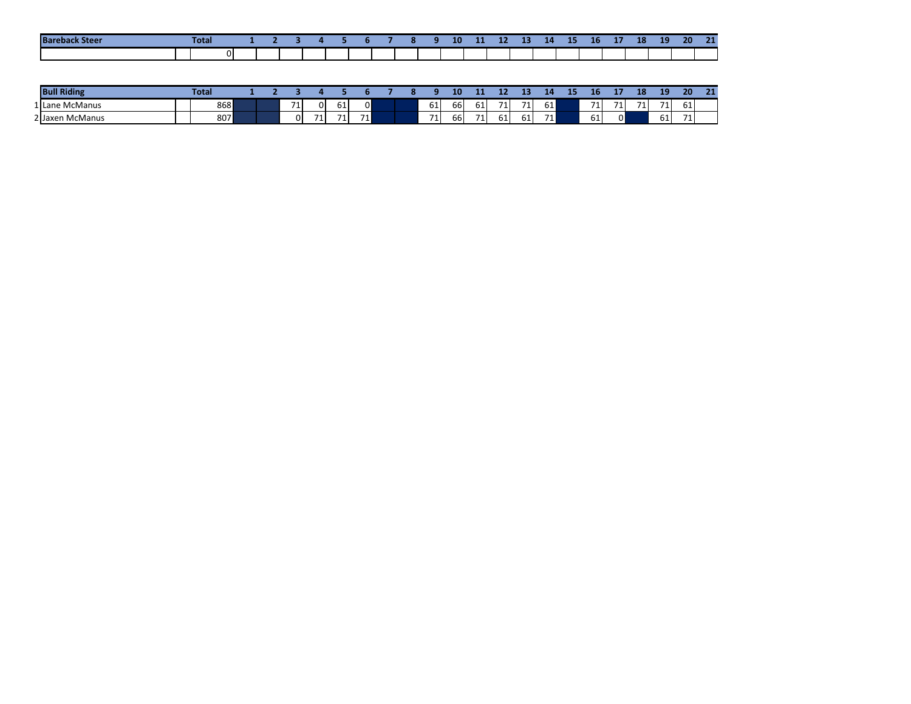| | Bareback Steer | | Total | 1 | 2 | 3 | 4 | 5 | 6 | 7 | 8 | 9 | 10 | 11 | 12 | 13 | 14 | 15 | 16 | 17 | 18 | 19 | 20 | 21 |
|---|---|---|---|---|---|---|---|---|---|---|---|---|---|---|---|---|---|---|---|---|---|---|---|---|
| | | | 0 | | | | | | | | | | | | | | | | | | | | | |

| | Bull Riding | | Total | 1 | 2 | 3 | 4 | 5 | 6 | 7 | 8 | 9 | 10 | 11 | 12 | 13 | 14 | 15 | 16 | 17 | 18 | 19 | 20 | 21 |
|---|---|---|---|---|---|---|---|---|---|---|---|---|---|---|---|---|---|---|---|---|---|---|---|---|
| 1 | Lane McManus | | 868 | | | 71 | 0 | 61 | 0 | | | 61 | 66 | 61 | 71 | 71 | 61 | | 71 | 71 | 71 | 71 | 61 | |
| 2 | Jaxen McManus | | 807 | | | 0 | 71 | 71 | 71 | | | 71 | 66 | 71 | 61 | 61 | 71 | | 61 | 0 | | 61 | 71 | |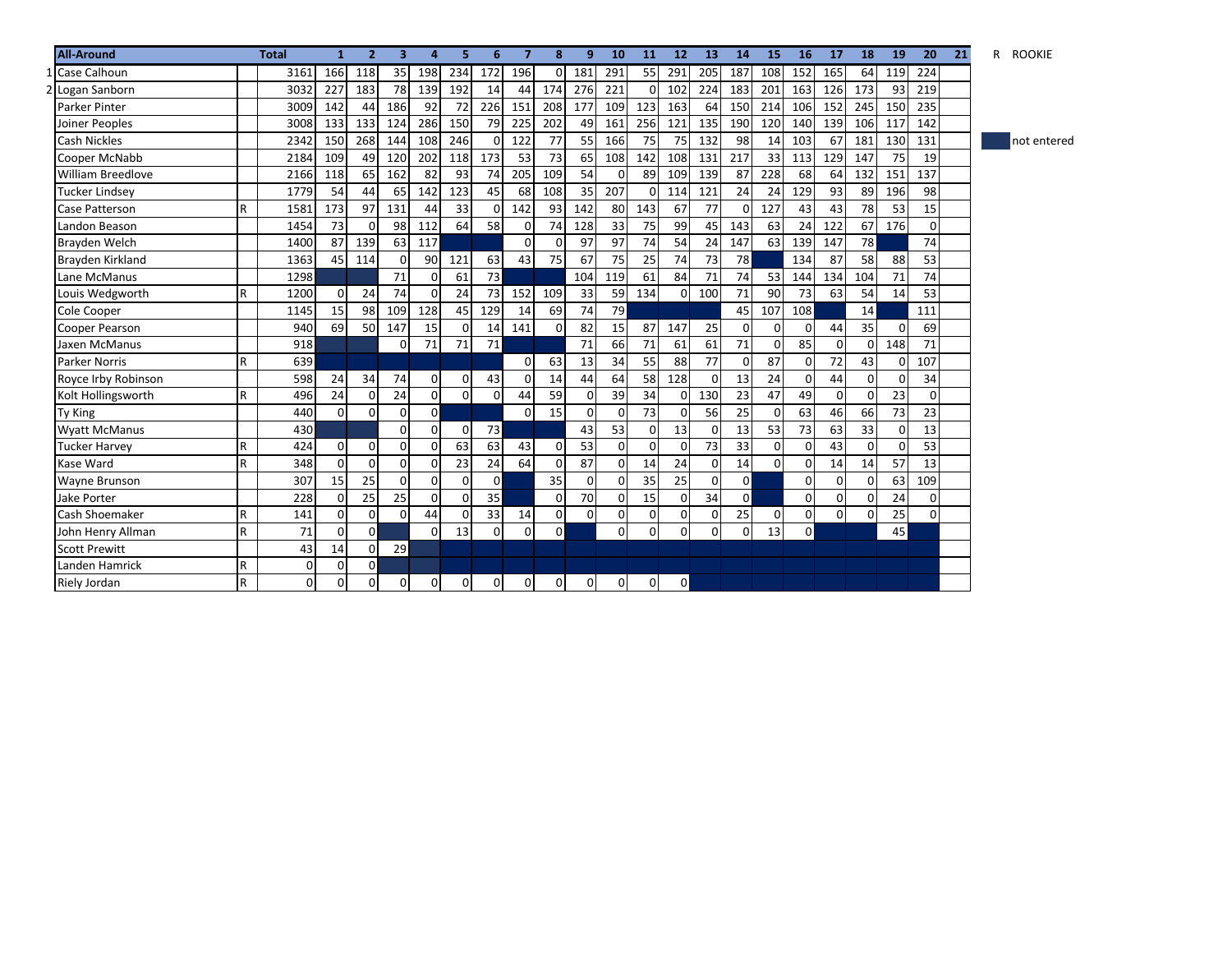| | All-Around | | Total | 1 | 2 | 3 | 4 | 5 | 6 | 7 | 8 | 9 | 10 | 11 | 12 | 13 | 14 | 15 | 16 | 17 | 18 | 19 | 20 | 21 |
|---|---|---|---|---|---|---|---|---|---|---|---|---|---|---|---|---|---|---|---|---|---|---|---|---|
| 1 | Case Calhoun | | 3161 | 166 | 118 | 35 | 198 | 234 | 172 | 196 | 0 | 181 | 291 | 55 | 291 | 205 | 187 | 108 | 152 | 165 | 64 | 119 | 224 | |
| 2 | Logan Sanborn | | 3032 | 227 | 183 | 78 | 139 | 192 | 14 | 44 | 174 | 276 | 221 | 0 | 102 | 224 | 183 | 201 | 163 | 126 | 173 | 93 | 219 | |
| | Parker Pinter | | 3009 | 142 | 44 | 186 | 92 | 72 | 226 | 151 | 208 | 177 | 109 | 123 | 163 | 64 | 150 | 214 | 106 | 152 | 245 | 150 | 235 | |
| | Joiner Peoples | | 3008 | 133 | 133 | 124 | 286 | 150 | 79 | 225 | 202 | 49 | 161 | 256 | 121 | 135 | 190 | 120 | 140 | 139 | 106 | 117 | 142 | |
| | Cash Nickles | | 2342 | 150 | 268 | 144 | 108 | 246 | 0 | 122 | 77 | 55 | 166 | 75 | 75 | 132 | 98 | 14 | 103 | 67 | 181 | 130 | 131 | |
| | Cooper McNabb | | 2184 | 109 | 49 | 120 | 202 | 118 | 173 | 53 | 73 | 65 | 108 | 142 | 108 | 131 | 217 | 33 | 113 | 129 | 147 | 75 | 19 | |
| | William Breedlove | | 2166 | 118 | 65 | 162 | 82 | 93 | 74 | 205 | 109 | 54 | 0 | 89 | 109 | 139 | 87 | 228 | 68 | 64 | 132 | 151 | 137 | |
| | Tucker Lindsey | | 1779 | 54 | 44 | 65 | 142 | 123 | 45 | 68 | 108 | 35 | 207 | 0 | 114 | 121 | 24 | 24 | 129 | 93 | 89 | 196 | 98 | |
| | Case Patterson | R | 1581 | 173 | 97 | 131 | 44 | 33 | 0 | 142 | 93 | 142 | 80 | 143 | 67 | 77 | 0 | 127 | 43 | 43 | 78 | 53 | 15 | |
| | Landon Beason | | 1454 | 73 | 0 | 98 | 112 | 64 | 58 | 0 | 74 | 128 | 33 | 75 | 99 | 45 | 143 | 63 | 24 | 122 | 67 | 176 | 0 | |
| | Brayden Welch | | 1400 | 87 | 139 | 63 | 117 | | | 0 | 0 | 97 | 97 | 74 | 54 | 24 | 147 | 63 | 139 | 147 | 78 | | 74 | |
| | Brayden Kirkland | | 1363 | 45 | 114 | 0 | 90 | 121 | 63 | 43 | 75 | 67 | 75 | 25 | 74 | 73 | 78 | | 134 | 87 | 58 | 88 | 53 | |
| | Lane McManus | | 1298 | | | 71 | 0 | 61 | 73 | | | 104 | 119 | 61 | 84 | 71 | 74 | 53 | 144 | 134 | 104 | 71 | 74 | |
| | Louis Wedgworth | R | 1200 | 0 | 24 | 74 | 0 | 24 | 73 | 152 | 109 | 33 | 59 | 134 | 0 | 100 | 71 | 90 | 73 | 63 | 54 | 14 | 53 | |
| | Cole Cooper | | 1145 | 15 | 98 | 109 | 128 | 45 | 129 | 14 | 69 | 74 | 79 | | | | 45 | 107 | 108 | | 14 | | 111 | |
| | Cooper Pearson | | 940 | 69 | 50 | 147 | 15 | 0 | 14 | 141 | 0 | 82 | 15 | 87 | 147 | 25 | 0 | 0 | 0 | 44 | 35 | 0 | 69 | |
| | Jaxen McManus | | 918 | | | 0 | 71 | 71 | 71 | | | 71 | 66 | 71 | 61 | 61 | 71 | 0 | 85 | 0 | 0 | 148 | 71 | |
| | Parker Norris | R | 639 | | | | | | | 0 | 63 | 13 | 34 | 55 | 88 | 77 | 0 | 87 | 0 | 72 | 43 | 0 | 107 | |
| | Royce Irby Robinson | | 598 | 24 | 34 | 74 | 0 | 0 | 43 | 0 | 14 | 44 | 64 | 58 | 128 | 0 | 13 | 24 | 0 | 44 | 0 | 0 | 34 | |
| | Kolt Hollingsworth | R | 496 | 24 | 0 | 24 | 0 | 0 | 0 | 44 | 59 | 0 | 39 | 34 | 0 | 130 | 23 | 47 | 49 | 0 | 0 | 23 | 0 | |
| | Ty King | | 440 | 0 | 0 | 0 | 0 | | | 0 | 15 | 0 | 0 | 73 | 0 | 56 | 25 | 0 | 63 | 46 | 66 | 73 | 23 | |
| | Wyatt McManus | | 430 | | | 0 | 0 | 0 | 73 | | | 43 | 53 | 0 | 13 | 0 | 13 | 53 | 73 | 63 | 33 | 0 | 13 | |
| | Tucker Harvey | R | 424 | 0 | 0 | 0 | 0 | 63 | 63 | 43 | 0 | 53 | 0 | 0 | 0 | 73 | 33 | 0 | 0 | 43 | 0 | 0 | 53 | |
| | Kase Ward | R | 348 | 0 | 0 | 0 | 0 | 23 | 24 | 64 | 0 | 87 | 0 | 14 | 24 | 0 | 14 | 0 | 0 | 14 | 14 | 57 | 13 | |
| | Wayne Brunson | | 307 | 15 | 25 | 0 | 0 | 0 | 0 | | 35 | 0 | 0 | 35 | 25 | 0 | 0 | | 0 | 0 | 0 | 63 | 109 | |
| | Jake Porter | | 228 | 0 | 25 | 25 | 0 | 0 | 35 | | 0 | 70 | 0 | 15 | 0 | 34 | 0 | | 0 | 0 | 0 | 24 | 0 | |
| | Cash Shoemaker | R | 141 | 0 | 0 | 0 | 44 | 0 | 33 | 14 | 0 | 0 | 0 | 0 | 0 | 0 | 25 | 0 | 0 | 0 | 0 | 25 | 0 | |
| | John Henry Allman | R | 71 | 0 | 0 | | 0 | 13 | 0 | 0 | 0 | | 0 | 0 | 0 | 0 | 0 | 13 | 0 | | | 45 | | |
| | Scott Prewitt | | 43 | 14 | 0 | 29 | | | | | | | | | | | | | | | | | | |
| | Landen Hamrick | R | 0 | 0 | 0 | | | | | | | | | | | | | | | | | | | |
| | Riely Jordan | R | 0 | 0 | 0 | 0 | 0 | 0 | 0 | 0 | 0 | 0 | 0 | 0 | 0 | | | | | | | | | |

R ROOKIE

not entered